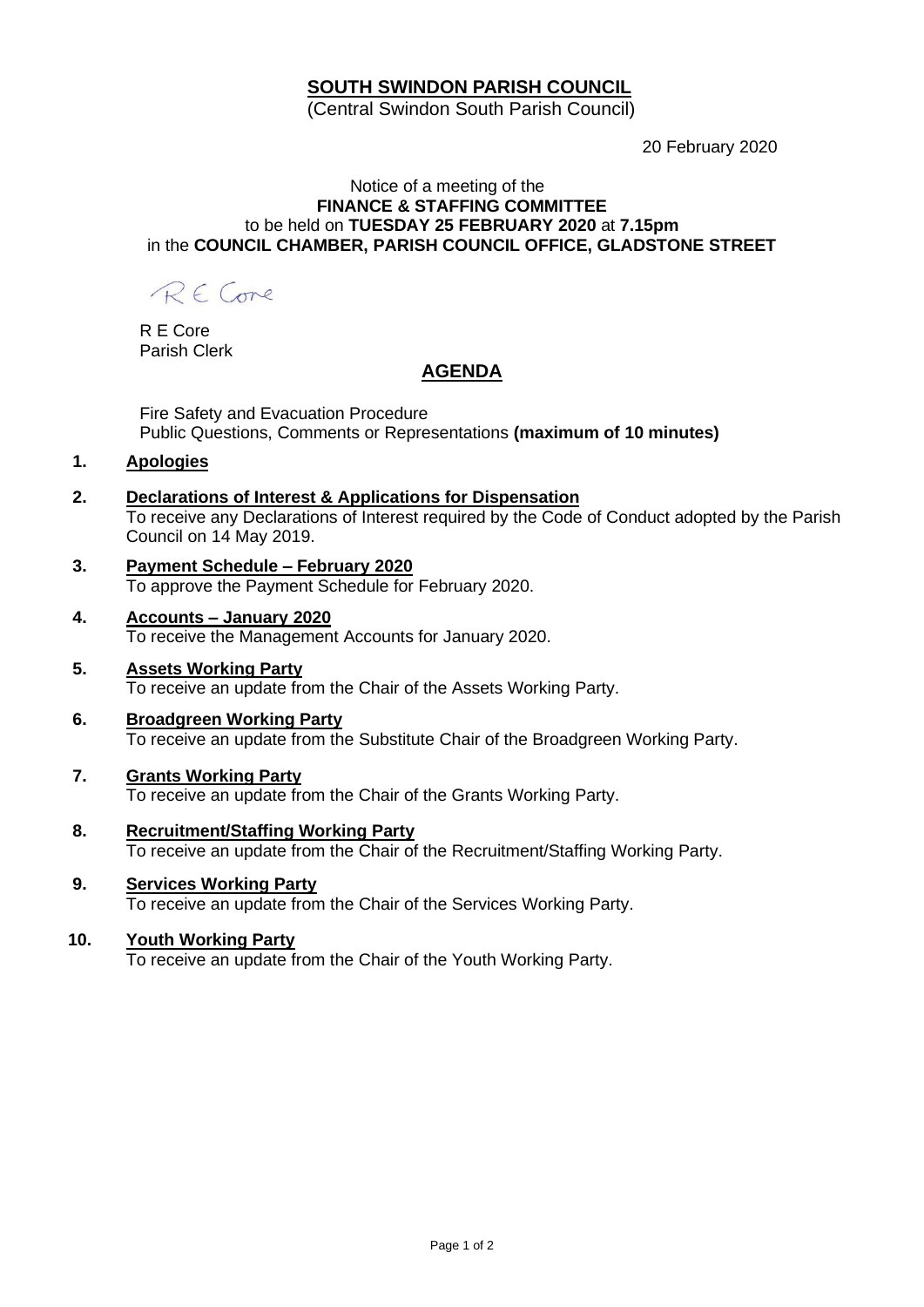# SOUTH SWINDON PARISH COUNCIL

(Central Swindon South Parish Council)

20 February 2020

Notice of a meeting of the
**FINANCE & STAFFING COMMITTEE**
to be held on **TUESDAY 25 FEBRUARY 2020** at **7.15pm**
in the **COUNCIL CHAMBER, PARISH COUNCIL OFFICE, GLADSTONE STREET**

R E Core

R E Core
Parish Clerk

## AGENDA

Fire Safety and Evacuation Procedure
Public Questions, Comments or Representations **(maximum of 10 minutes)**

1. **Apologies**

2. **Declarations of Interest & Applications for Dispensation**
   To receive any Declarations of Interest required by the Code of Conduct adopted by the Parish Council on 14 May 2019.

3. **Payment Schedule – February 2020**
   To approve the Payment Schedule for February 2020.

4. **Accounts – January 2020**
   To receive the Management Accounts for January 2020.

5. **Assets Working Party**
   To receive an update from the Chair of the Assets Working Party.

6. **Broadgreen Working Party**
   To receive an update from the Substitute Chair of the Broadgreen Working Party.

7. **Grants Working Party**
   To receive an update from the Chair of the Grants Working Party.

8. **Recruitment/Staffing Working Party**
   To receive an update from the Chair of the Recruitment/Staffing Working Party.

9. **Services Working Party**
   To receive an update from the Chair of the Services Working Party.

10. **Youth Working Party**
    To receive an update from the Chair of the Youth Working Party.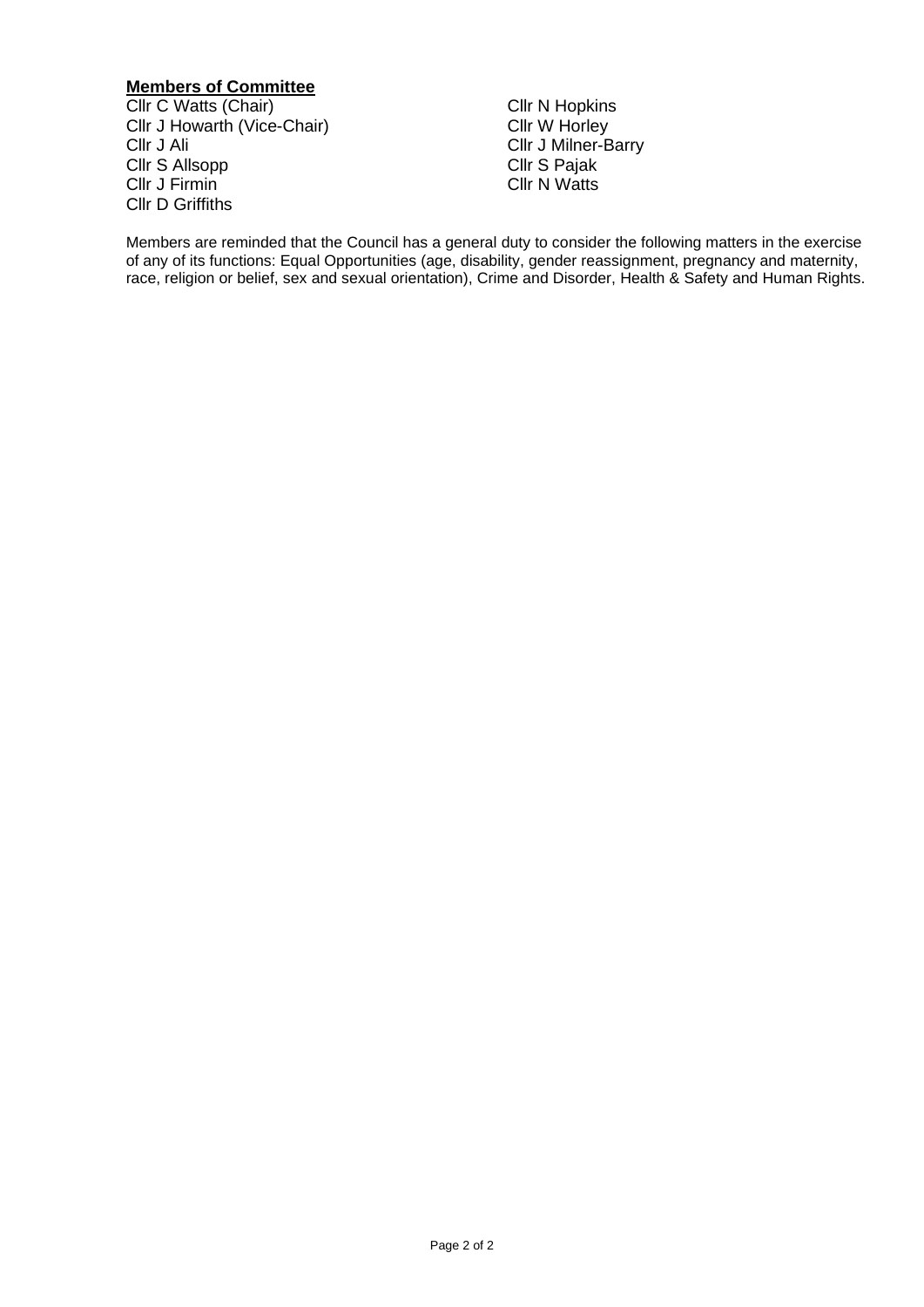**Members of Committee**

Cllr C Watts (Chair)
Cllr J Howarth (Vice-Chair)
Cllr J Ali
Cllr S Allsopp
Cllr J Firmin
Cllr D Griffiths
Cllr N Hopkins
Cllr W Horley
Cllr J Milner-Barry
Cllr S Pajak
Cllr N Watts

Members are reminded that the Council has a general duty to consider the following matters in the exercise of any of its functions: Equal Opportunities (age, disability, gender reassignment, pregnancy and maternity, race, religion or belief, sex and sexual orientation), Crime and Disorder, Health & Safety and Human Rights.